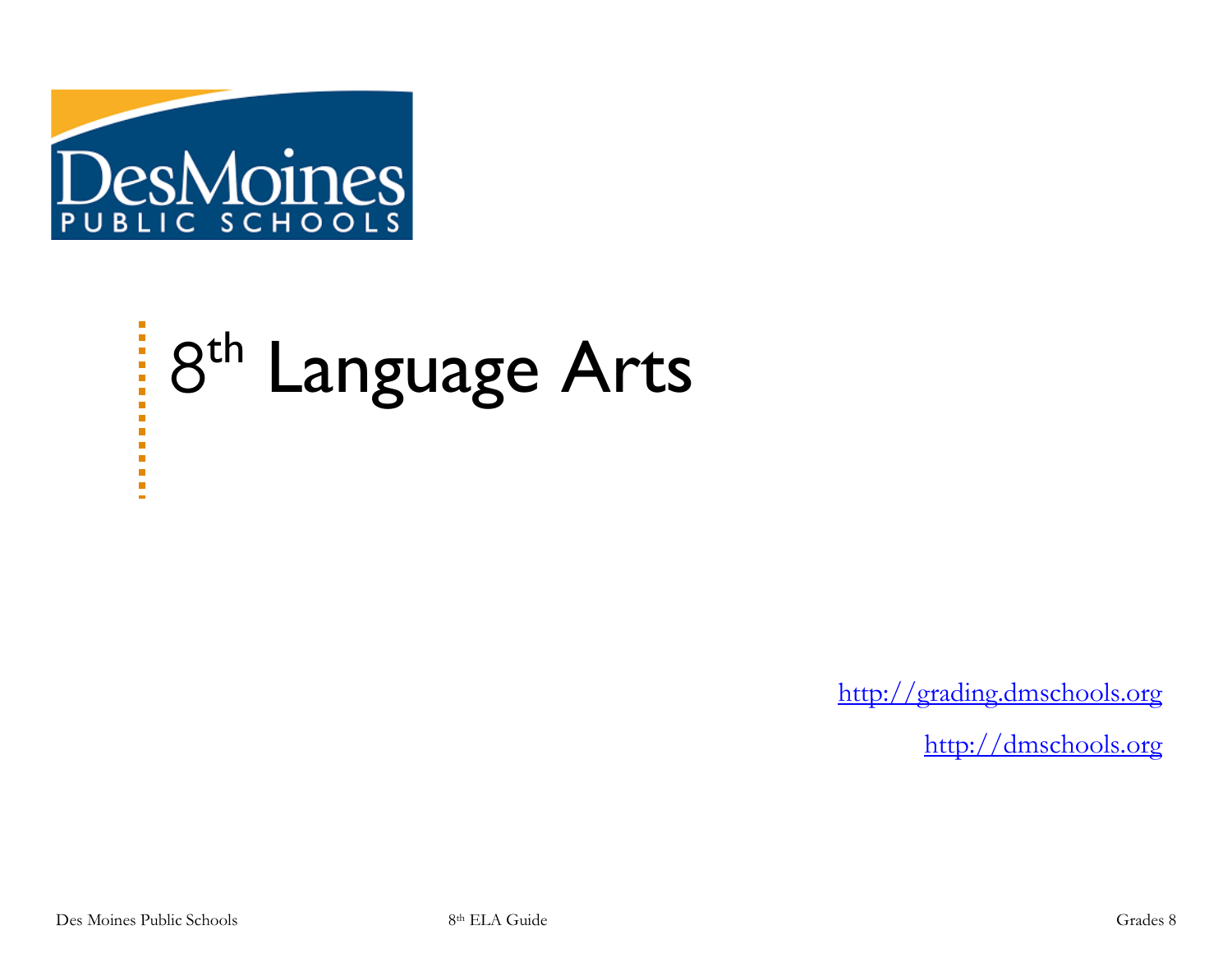DesMoines PUBLIC SCHOOLS

# 8th Language Arts

http://grading.dmschools.org

http://dmschools.org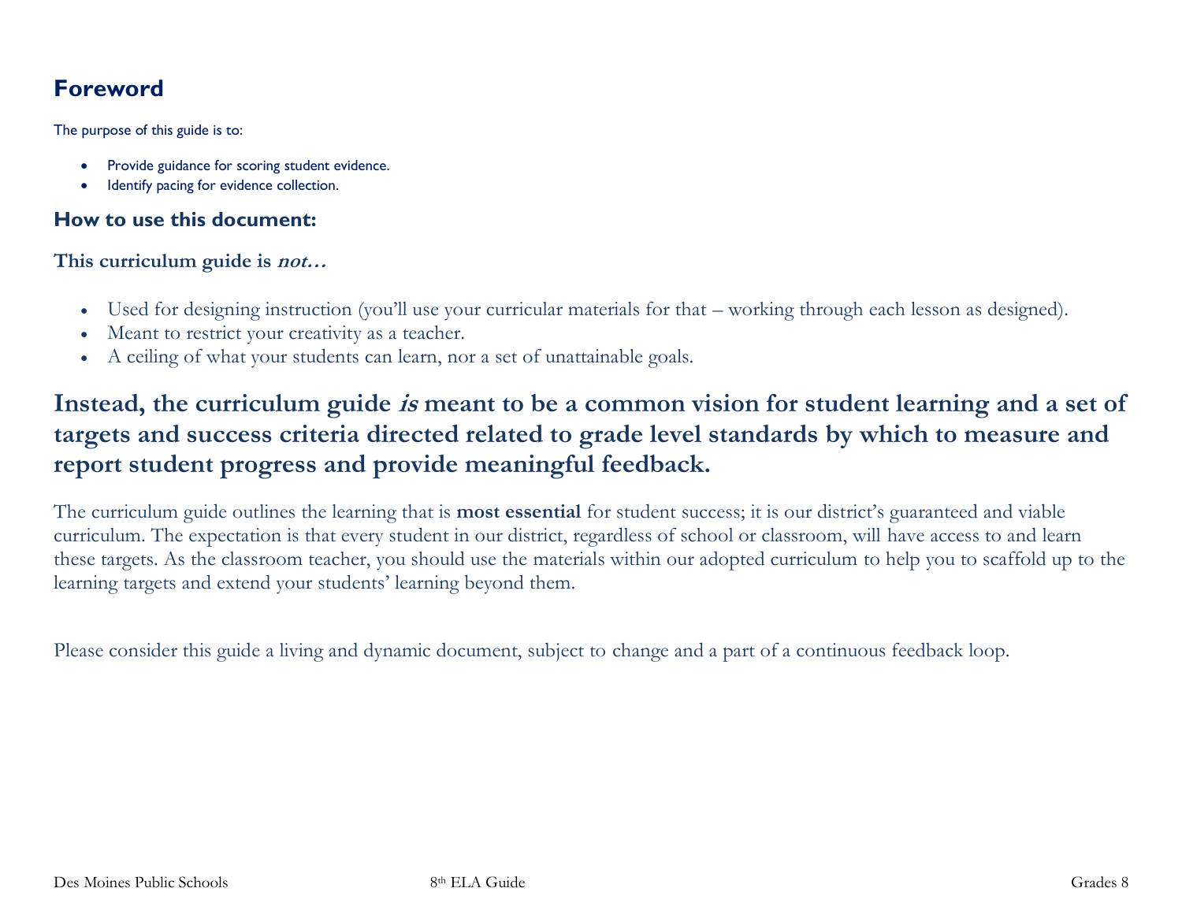## Foreword

The purpose of this guide is to:

- Provide guidance for scoring student evidence.
- Identify pacing for evidence collection.

### How to use this document:

**This curriculum guide is *not…***

- Used for designing instruction (you'll use your curricular materials for that – working through each lesson as designed).
- Meant to restrict your creativity as a teacher.
- A ceiling of what your students can learn, nor a set of unattainable goals.

## Instead, the curriculum guide *is* meant to be a common vision for student learning and a set of targets and success criteria directed related to grade level standards by which to measure and report student progress and provide meaningful feedback.

The curriculum guide outlines the learning that is **most essential** for student success; it is our district's guaranteed and viable curriculum. The expectation is that every student in our district, regardless of school or classroom, will have access to and learn these targets. As the classroom teacher, you should use the materials within our adopted curriculum to help you to scaffold up to the learning targets and extend your students' learning beyond them.

Please consider this guide a living and dynamic document, subject to change and a part of a continuous feedback loop.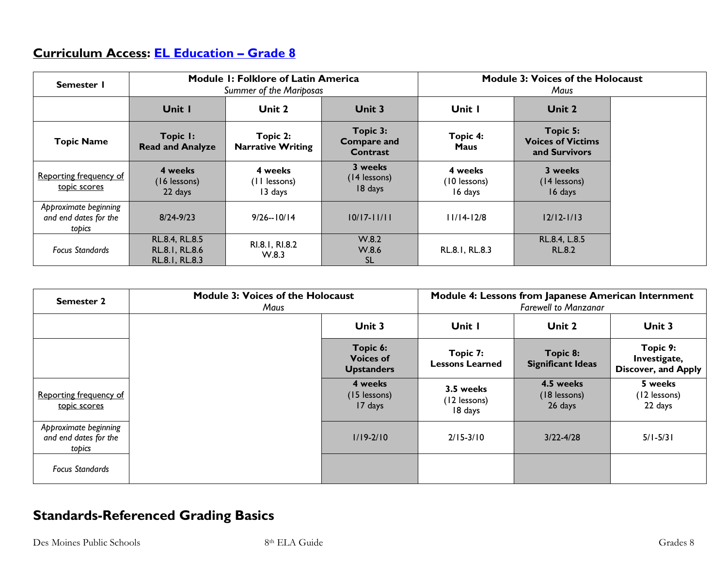## **Curriculum Access**: [EL Education – Grade 8]()

| Semester 1 | Module 1: Folklore of Latin America<br>*Summer of the Mariposas* | | | Module 3: Voices of the Holocaust<br>*Maus* | | |
|---|---|---|---|---|---|---|
| | **Unit 1** | **Unit 2** | **Unit 3** | **Unit 1** | **Unit 2** | |
| **Topic Name** | **Topic 1: Read and Analyze** | **Topic 2: Narrative Writing** | **Topic 3: Compare and Contrast** | **Topic 4: Maus** | **Topic 5: Voices of Victims and Survivors** | |
| Reporting frequency of topic scores | **4 weeks**<br>(16 lessons)<br>22 days | **4 weeks**<br>(11 lessons)<br>13 days | **3 weeks**<br>(14 lessons)<br>18 days | **4 weeks**<br>(10 lessons)<br>16 days | **3 weeks**<br>(14 lessons)<br>16 days | |
| *Approximate beginning and end dates for the topics* | 8/24-9/23 | 9/26--10/14 | 10/17-11/11 | 11/14-12/8 | 12/12-1/13 | |
| *Focus Standards* | RL.8.4, RL.8.5<br>RL.8.1, RL.8.6<br>RL.8.1, RL.8.3 | RI.8.1, RI.8.2<br>W.8.3 | W.8.2<br>W.8.6<br>SL | RL.8.1, RL.8.3 | RL.8.4, L.8.5<br>RL.8.2 | |

| Semester 2 | Module 3: Voices of the Holocaust<br>*Maus* | | | Module 4: Lessons from Japanese American Internment<br>*Farewell to Manzanar* | | |
|---|---|---|---|---|---|---|
| | | | **Unit 3** | **Unit 1** | **Unit 2** | **Unit 3** |
| | | | **Topic 6: Voices of Upstanders** | **Topic 7: Lessons Learned** | **Topic 8: Significant Ideas** | **Topic 9: Investigate, Discover, and Apply** |
| Reporting frequency of topic scores | | | **4 weeks**<br>(15 lessons)<br>17 days | **3.5 weeks**<br>(12 lessons)<br>18 days | **4.5 weeks**<br>(18 lessons)<br>26 days | **5 weeks**<br>(12 lessons)<br>22 days |
| *Approximate beginning and end dates for the topics* | | | 1/19-2/10 | 2/15-3/10 | 3/22-4/28 | 5/1-5/31 |
| *Focus Standards* | | | | | | |

## **Standards-Referenced Grading Basics**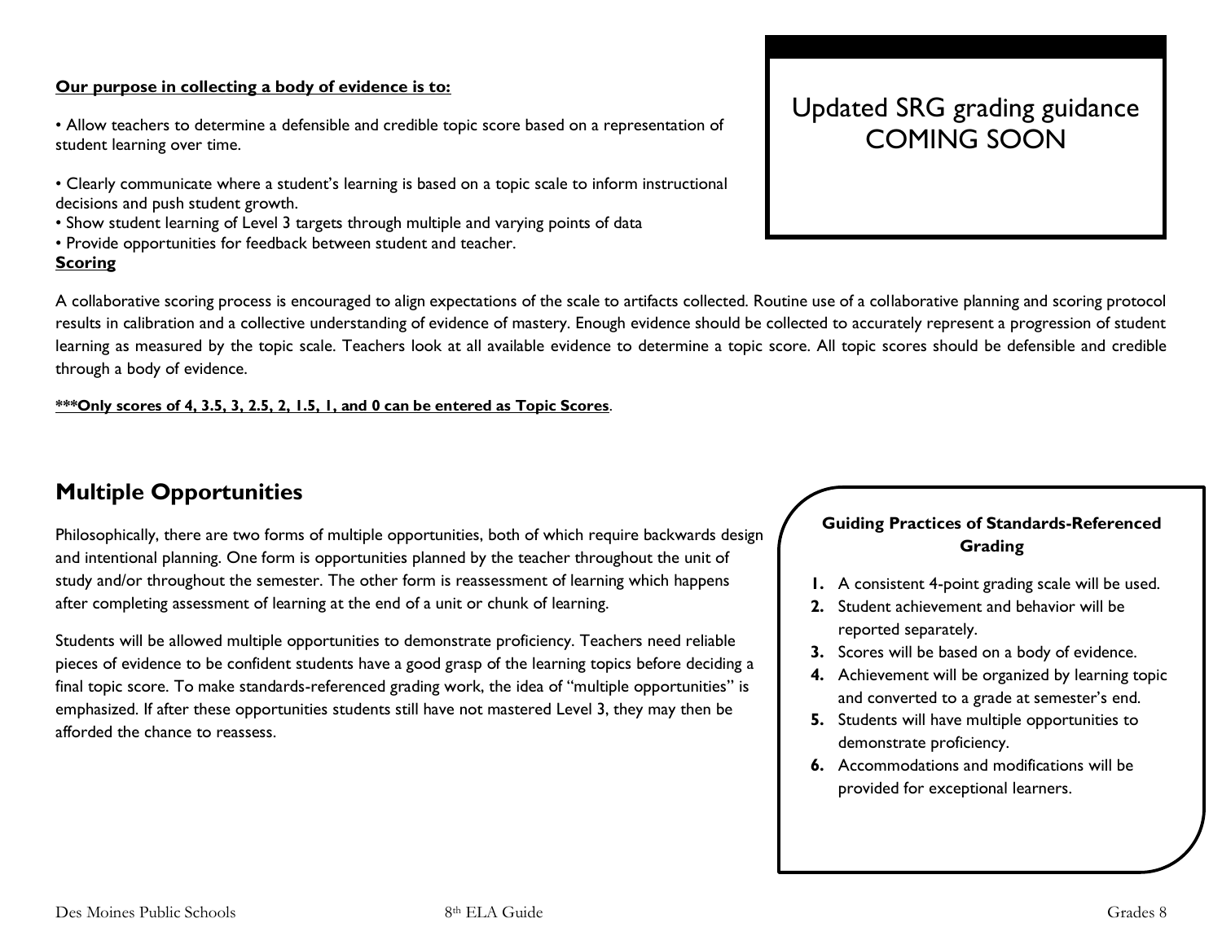**Our purpose in collecting a body of evidence is to:**

• Allow teachers to determine a defensible and credible topic score based on a representation of student learning over time.

• Clearly communicate where a student's learning is based on a topic scale to inform instructional decisions and push student growth.
• Show student learning of Level 3 targets through multiple and varying points of data
• Provide opportunities for feedback between student and teacher.

Updated SRG grading guidance COMING SOON

**Scoring**

A collaborative scoring process is encouraged to align expectations of the scale to artifacts collected. Routine use of a collaborative planning and scoring protocol results in calibration and a collective understanding of evidence of mastery. Enough evidence should be collected to accurately represent a progression of student learning as measured by the topic scale. Teachers look at all available evidence to determine a topic score. All topic scores should be defensible and credible through a body of evidence.

**\*\*\*Only scores of 4, 3.5, 3, 2.5, 2, 1.5, 1, and 0 can be entered as Topic Scores**.

## Multiple Opportunities

Philosophically, there are two forms of multiple opportunities, both of which require backwards design and intentional planning. One form is opportunities planned by the teacher throughout the unit of study and/or throughout the semester. The other form is reassessment of learning which happens after completing assessment of learning at the end of a unit or chunk of learning.

Students will be allowed multiple opportunities to demonstrate proficiency. Teachers need reliable pieces of evidence to be confident students have a good grasp of the learning topics before deciding a final topic score. To make standards-referenced grading work, the idea of "multiple opportunities" is emphasized. If after these opportunities students still have not mastered Level 3, they may then be afforded the chance to reassess.

**Guiding Practices of Standards-Referenced Grading**

1. A consistent 4-point grading scale will be used.
2. Student achievement and behavior will be reported separately.
3. Scores will be based on a body of evidence.
4. Achievement will be organized by learning topic and converted to a grade at semester's end.
5. Students will have multiple opportunities to demonstrate proficiency.
6. Accommodations and modifications will be provided for exceptional learners.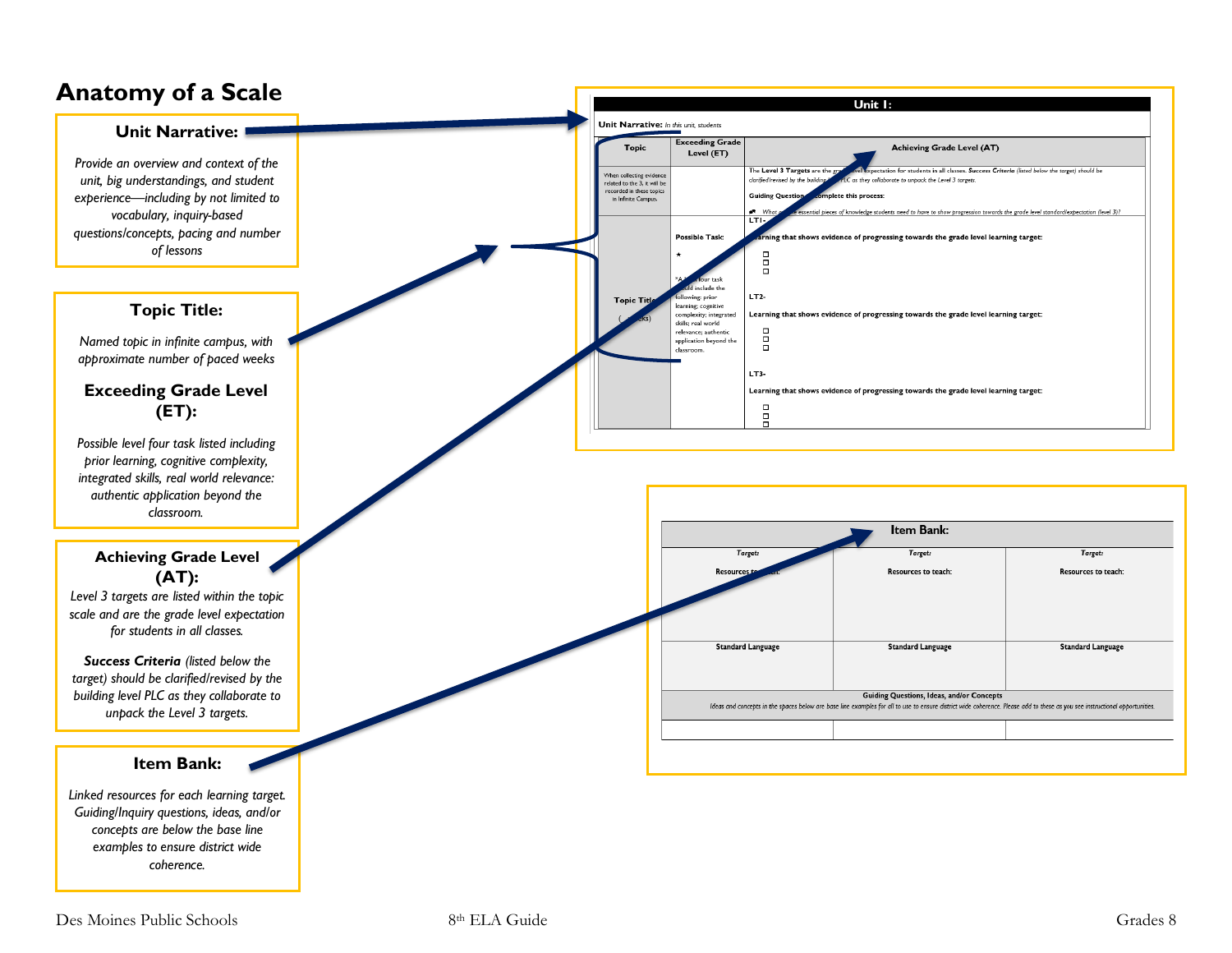# Anatomy of a Scale

### Unit Narrative:

*Provide an overview and context of the unit, big understandings, and student experience—including by not limited to vocabulary, inquiry-based questions/concepts, pacing and number of lessons*

### Topic Title:

*Named topic in infinite campus, with approximate number of paced weeks*

### Exceeding Grade Level (ET):

*Possible level four task listed including prior learning, cognitive complexity, integrated skills, real world relevance: authentic application beyond the classroom.*

### Achieving Grade Level (AT):

*Level 3 targets are listed within the topic scale and are the grade level expectation for students in all classes.*

***Success Criteria** (listed below the target) should be clarified/revised by the building level PLC as they collaborate to unpack the Level 3 targets.*

### Item Bank:

*Linked resources for each learning target. Guiding/Inquiry questions, ideas, and/or concepts are below the base line examples to ensure district wide coherence.*

| Unit 1: | | |
|---|---|---|
| **Unit Narrative:** *In this unit, students* | | |
| **Topic** | **Exceeding Grade Level (ET)** | **Achieving Grade Level (AT)** |
| When collecting evidence related to the 3, it will be recorded in these topics in Infinite Campus. | | The **Level 3 Targets** are the grade level expectation for students in all classes. ***Success Criteria*** *(listed below the target) should be clarified/revised by the building level PLC as they collaborate to unpack the Level 3 targets.* **Guiding Questions to complete this process:** *What are the essential pieces of knowledge students need to have to show progression towards the grade level standard/expectation (level 3)?* |
| **Topic Title** ( weeks) | **Possible Task:** ★ *A level four task could include the following: prior learning; cognitive complexity; integrated skills; real world relevance; authentic application beyond the classroom. | **LT1-** **Learning that shows evidence of progressing towards the grade level learning target:** ☐ ☐ ☐ **LT2-** **Learning that shows evidence of progressing towards the grade level learning target:** ☐ ☐ ☐ **LT3-** **Learning that shows evidence of progressing towards the grade level learning target:** ☐ ☐ ☐ |

| Item Bank: | | |
|---|---|---|
| ***Target:*** Resources to teach: | ***Target:*** Resources to teach: | ***Target:*** Resources to teach: |
| **Standard Language** | **Standard Language** | **Standard Language** |
| **Guiding Questions, Ideas, and/or Concepts** *Ideas and concepts in the spaces below are base line examples for all to use to ensure district wide coherence. Please add to these as you see instructional opportunities.* | | |
| | | |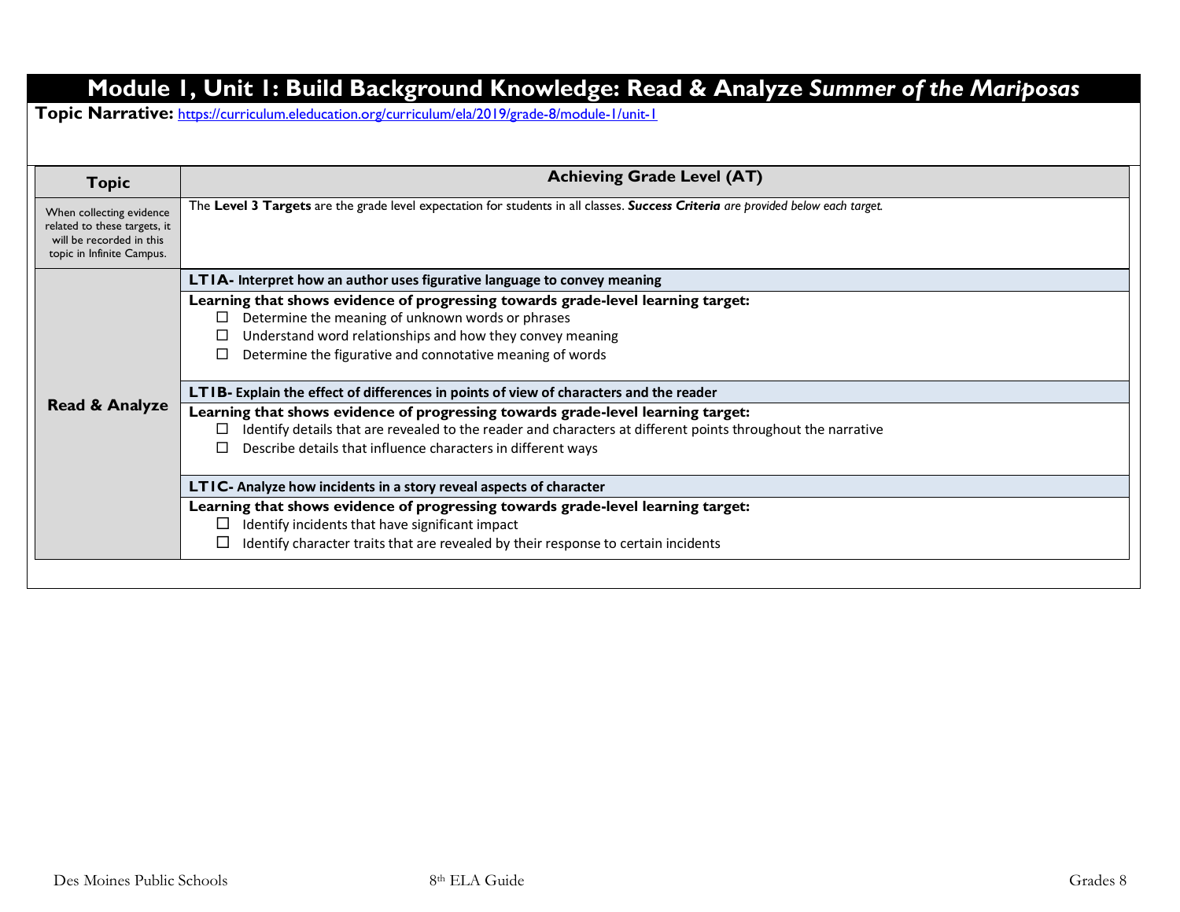# Module 1, Unit 1: Build Background Knowledge: Read & Analyze *Summer of the Mariposas*

**Topic Narrative:** https://curriculum.eleducation.org/curriculum/ela/2019/grade-8/module-1/unit-1

| Topic | Achieving Grade Level (AT) |
|---|---|
| When collecting evidence related to these targets, it will be recorded in this topic in Infinite Campus. | The **Level 3 Targets** are the grade level expectation for students in all classes. ***Success Criteria*** *are provided below each target.* |
| **Read & Analyze** | **LT1A- Interpret how an author uses figurative language to convey meaning** |
| | **Learning that shows evidence of progressing towards grade-level learning target:**<br>☐ Determine the meaning of unknown words or phrases<br>☐ Understand word relationships and how they convey meaning<br>☐ Determine the figurative and connotative meaning of words |
| | **LT1B- Explain the effect of differences in points of view of characters and the reader** |
| | **Learning that shows evidence of progressing towards grade-level learning target:**<br>☐ Identify details that are revealed to the reader and characters at different points throughout the narrative<br>☐ Describe details that influence characters in different ways |
| | **LT1C- Analyze how incidents in a story reveal aspects of character** |
| | **Learning that shows evidence of progressing towards grade-level learning target:**<br>☐ Identify incidents that have significant impact<br>☐ Identify character traits that are revealed by their response to certain incidents |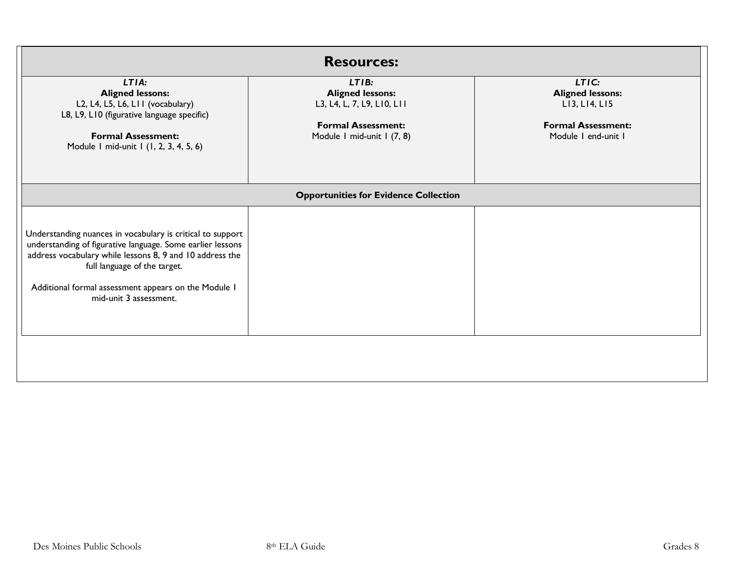| Resources: | | |
|---|---|---|
| ***LT1A:*** **Aligned lessons:** L2, L4, L5, L6, L11 (vocabulary) L8, L9, L10 (figurative language specific) **Formal Assessment:** Module 1 mid-unit 1 (1, 2, 3, 4, 5, 6) | ***LT1B:*** **Aligned lessons:** L3, L4, L, 7, L9, L10, L11 **Formal Assessment:** Module 1 mid-unit 1 (7, 8) | ***LT1C:*** **Aligned lessons:** L13, L14, L15 **Formal Assessment:** Module 1 end-unit 1 |
| **Opportunities for Evidence Collection** | | |
| Understanding nuances in vocabulary is critical to support understanding of figurative language. Some earlier lessons address vocabulary while lessons 8, 9 and 10 address the full language of the target. Additional formal assessment appears on the Module 1 mid-unit 3 assessment. | | |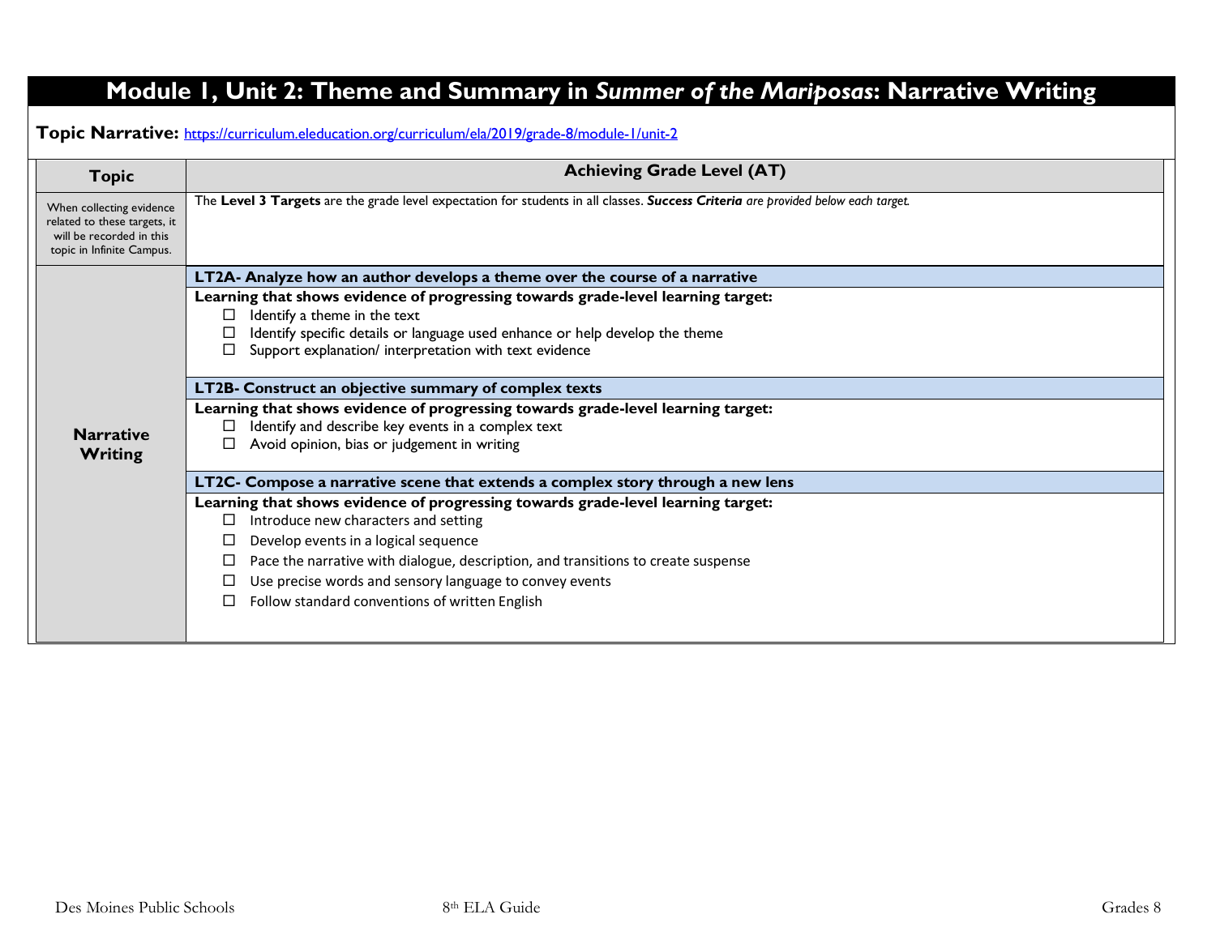# Module 1, Unit 2: Theme and Summary in *Summer of the Mariposas*: Narrative Writing

**Topic Narrative:** https://curriculum.eleducation.org/curriculum/ela/2019/grade-8/module-1/unit-2

| Topic | Achieving Grade Level (AT) |
|---|---|
| When collecting evidence related to these targets, it will be recorded in this topic in Infinite Campus. | The **Level 3 Targets** are the grade level expectation for students in all classes. ***Success Criteria** are provided below each target.* |
| **Narrative Writing** | **LT2A- Analyze how an author develops a theme over the course of a narrative**<br>**Learning that shows evidence of progressing towards grade-level learning target:**<br>☐ Identify a theme in the text<br>☐ Identify specific details or language used enhance or help develop the theme<br>☐ Support explanation/ interpretation with text evidence<br><br>**LT2B- Construct an objective summary of complex texts**<br>**Learning that shows evidence of progressing towards grade-level learning target:**<br>☐ Identify and describe key events in a complex text<br>☐ Avoid opinion, bias or judgement in writing<br><br>**LT2C- Compose a narrative scene that extends a complex story through a new lens**<br>**Learning that shows evidence of progressing towards grade-level learning target:**<br>☐ Introduce new characters and setting<br>☐ Develop events in a logical sequence<br>☐ Pace the narrative with dialogue, description, and transitions to create suspense<br>☐ Use precise words and sensory language to convey events<br>☐ Follow standard conventions of written English |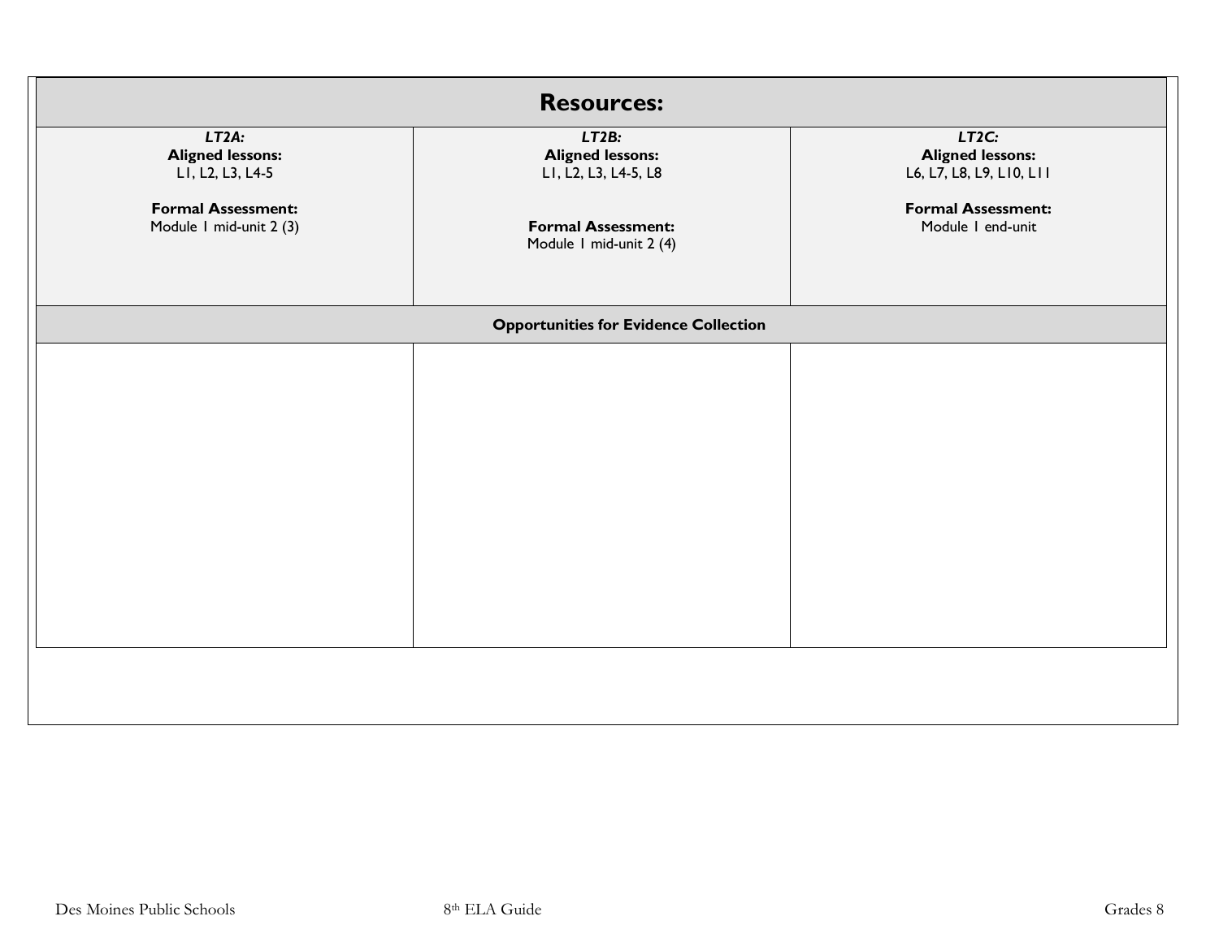| Resources: | | |
|---|---|---|
| ***LT2A:***<br>**Aligned lessons:**<br>L1, L2, L3, L4-5<br><br>**Formal Assessment:**<br>Module 1 mid-unit 2 (3) | ***LT2B:***<br>**Aligned lessons:**<br>L1, L2, L3, L4-5, L8<br><br>**Formal Assessment:**<br>Module 1 mid-unit 2 (4) | ***LT2C:***<br>**Aligned lessons:**<br>L6, L7, L8, L9, L10, L11<br><br>**Formal Assessment:**<br>Module 1 end-unit |
| **Opportunities for Evidence Collection** | | |
| | | |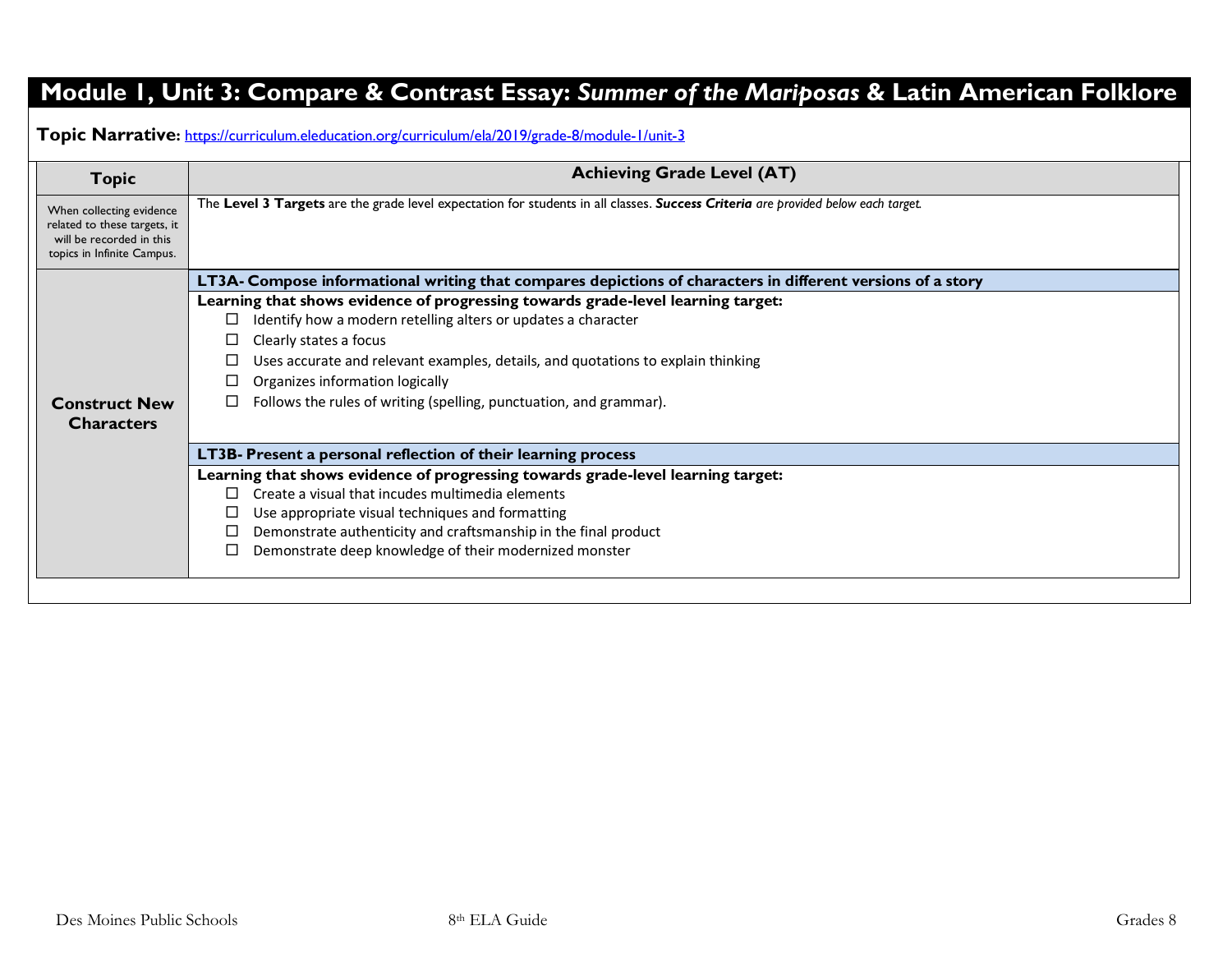# Module 1, Unit 3: Compare & Contrast Essay: *Summer of the Mariposas* & Latin American Folklore

**Topic Narrative:** https://curriculum.eleducation.org/curriculum/ela/2019/grade-8/module-1/unit-3

| Topic | Achieving Grade Level (AT) |
|---|---|
| When collecting evidence related to these targets, it will be recorded in this topics in Infinite Campus. | The **Level 3 Targets** are the grade level expectation for students in all classes. ***Success Criteria*** *are provided below each target.* |
| **Construct New Characters** | **LT3A- Compose informational writing that compares depictions of characters in different versions of a story**<br>**Learning that shows evidence of progressing towards grade-level learning target:**<br>☐ Identify how a modern retelling alters or updates a character<br>☐ Clearly states a focus<br>☐ Uses accurate and relevant examples, details, and quotations to explain thinking<br>☐ Organizes information logically<br>☐ Follows the rules of writing (spelling, punctuation, and grammar). |
| | **LT3B- Present a personal reflection of their learning process**<br>**Learning that shows evidence of progressing towards grade-level learning target:**<br>☐ Create a visual that incudes multimedia elements<br>☐ Use appropriate visual techniques and formatting<br>☐ Demonstrate authenticity and craftsmanship in the final product<br>☐ Demonstrate deep knowledge of their modernized monster |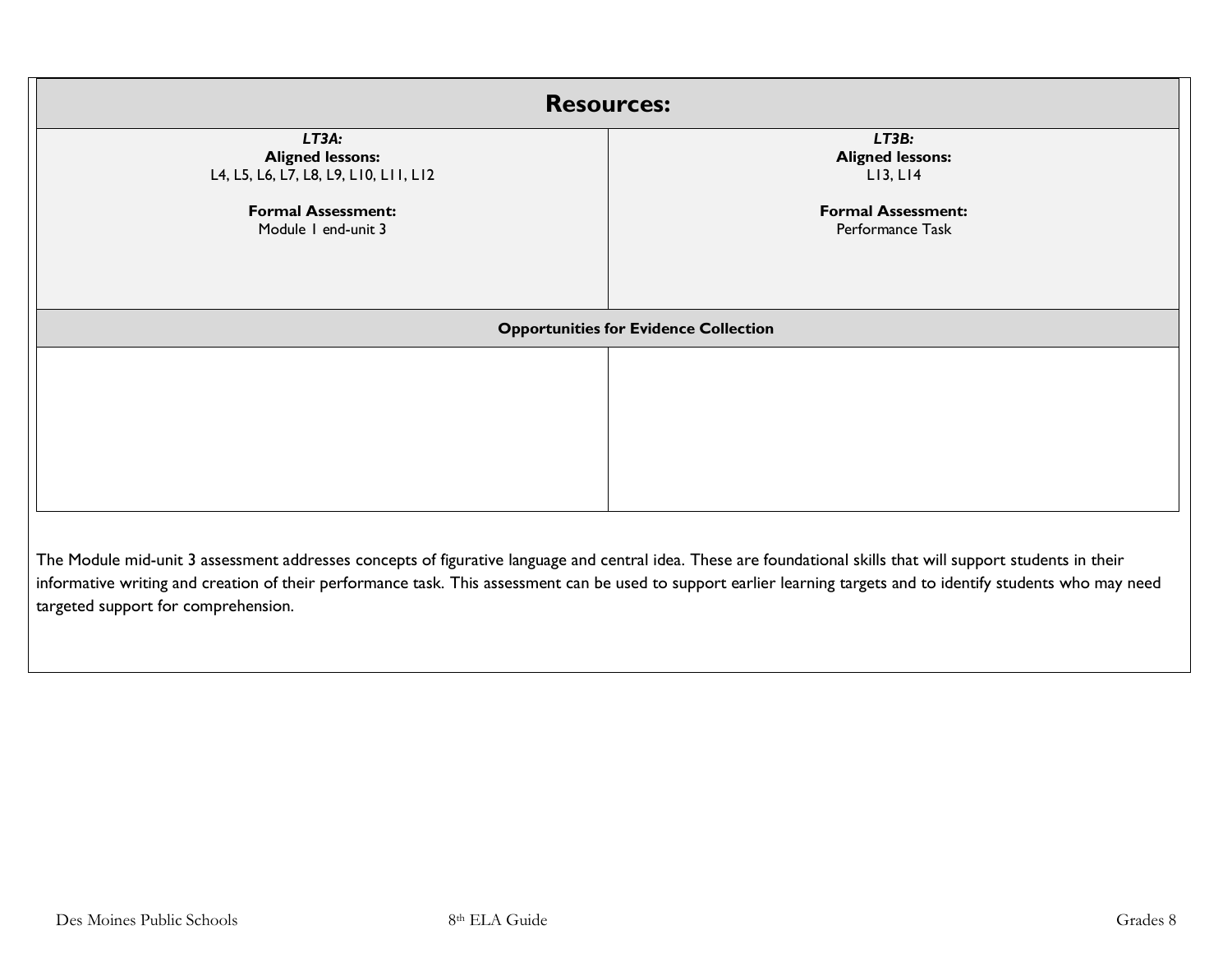| Resources: | |
|---|---|
| ***LT3A:***<br>**Aligned lessons:**<br>L4, L5, L6, L7, L8, L9, L10, L11, L12<br><br>**Formal Assessment:**<br>Module 1 end-unit 3 | ***LT3B:***<br>**Aligned lessons:**<br>L13, L14<br><br>**Formal Assessment:**<br>Performance Task |
| **Opportunities for Evidence Collection** | |
| | |

The Module mid-unit 3 assessment addresses concepts of figurative language and central idea. These are foundational skills that will support students in their informative writing and creation of their performance task. This assessment can be used to support earlier learning targets and to identify students who may need targeted support for comprehension.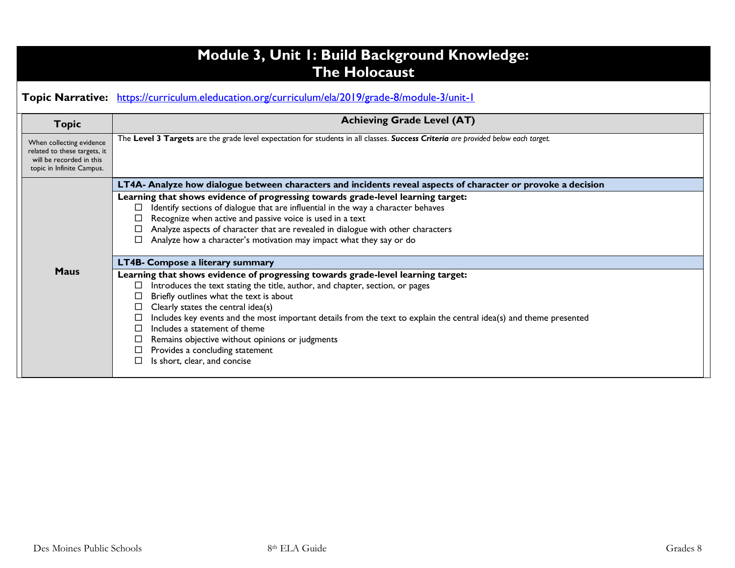# Module 3, Unit 1: Build Background Knowledge: The Holocaust

**Topic Narrative:** https://curriculum.eleducation.org/curriculum/ela/2019/grade-8/module-3/unit-1

| Topic | Achieving Grade Level (AT) |
|---|---|
| When collecting evidence related to these targets, it will be recorded in this topic in Infinite Campus. | The **Level 3 Targets** are the grade level expectation for students in all classes. ***Success Criteria*** *are provided below each target.* |
| **Maus** | **LT4A- Analyze how dialogue between characters and incidents reveal aspects of character or provoke a decision**<br><br>**Learning that shows evidence of progressing towards grade-level learning target:**<br>☐ Identify sections of dialogue that are influential in the way a character behaves<br>☐ Recognize when active and passive voice is used in a text<br>☐ Analyze aspects of character that are revealed in dialogue with other characters<br>☐ Analyze how a character's motivation may impact what they say or do<br><br>**LT4B- Compose a literary summary**<br><br>**Learning that shows evidence of progressing towards grade-level learning target:**<br>☐ Introduces the text stating the title, author, and chapter, section, or pages<br>☐ Briefly outlines what the text is about<br>☐ Clearly states the central idea(s)<br>☐ Includes key events and the most important details from the text to explain the central idea(s) and theme presented<br>☐ Includes a statement of theme<br>☐ Remains objective without opinions or judgments<br>☐ Provides a concluding statement<br>☐ Is short, clear, and concise |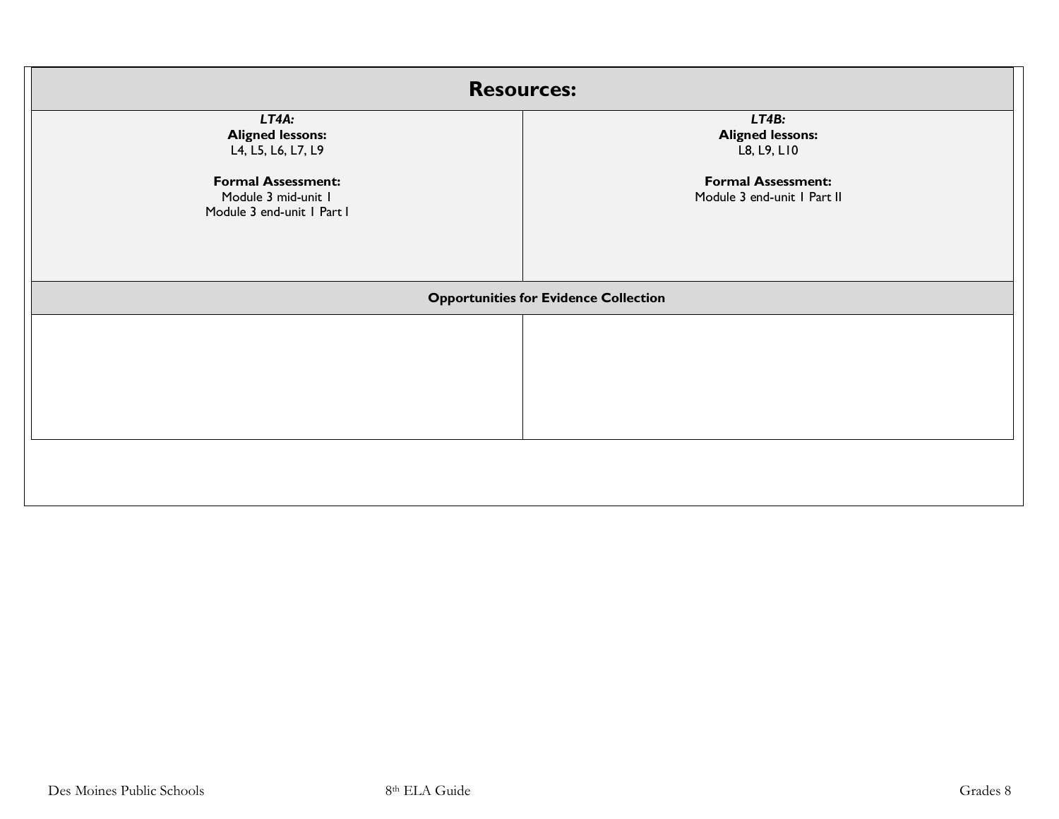| Resources: | |
|---|---|
| ***LT4A:*** **Aligned lessons:** L4, L5, L6, L7, L9 **Formal Assessment:** Module 3 mid-unit 1 Module 3 end-unit 1 Part I | ***LT4B:*** **Aligned lessons:** L8, L9, L10 **Formal Assessment:** Module 3 end-unit 1 Part II |
| **Opportunities for Evidence Collection** | |
| | |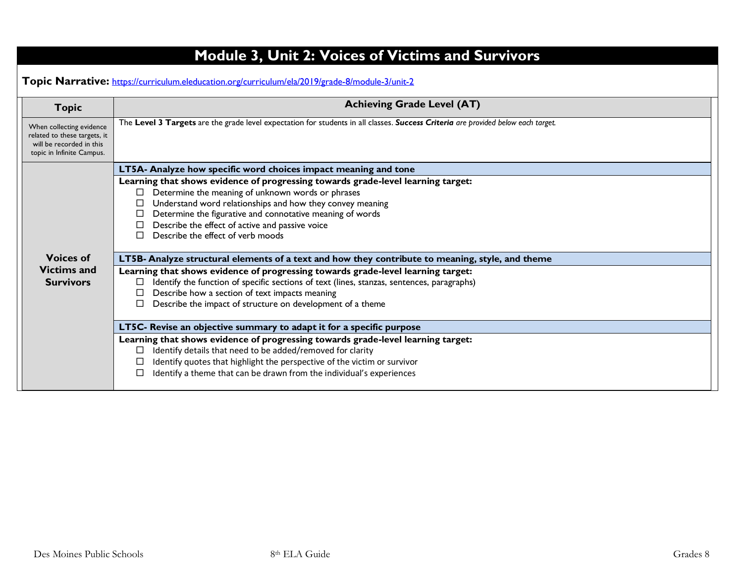# Module 3, Unit 2: Voices of Victims and Survivors

**Topic Narrative:** https://curriculum.eleducation.org/curriculum/ela/2019/grade-8/module-3/unit-2

| Topic | Achieving Grade Level (AT) |
| --- | --- |
| When collecting evidence related to these targets, it will be recorded in this topic in Infinite Campus. | The **Level 3 Targets** are the grade level expectation for students in all classes. ***Success Criteria*** *are provided below each target.* |
| **Voices of Victims and Survivors** | **LT5A- Analyze how specific word choices impact meaning and tone**<br>**Learning that shows evidence of progressing towards grade-level learning target:**<br>☐ Determine the meaning of unknown words or phrases<br>☐ Understand word relationships and how they convey meaning<br>☐ Determine the figurative and connotative meaning of words<br>☐ Describe the effect of active and passive voice<br>☐ Describe the effect of verb moods<br><br>**LT5B- Analyze structural elements of a text and how they contribute to meaning, style, and theme**<br>**Learning that shows evidence of progressing towards grade-level learning target:**<br>☐ Identify the function of specific sections of text (lines, stanzas, sentences, paragraphs)<br>☐ Describe how a section of text impacts meaning<br>☐ Describe the impact of structure on development of a theme<br><br>**LT5C- Revise an objective summary to adapt it for a specific purpose**<br>**Learning that shows evidence of progressing towards grade-level learning target:**<br>☐ Identify details that need to be added/removed for clarity<br>☐ Identify quotes that highlight the perspective of the victim or survivor<br>☐ Identify a theme that can be drawn from the individual's experiences |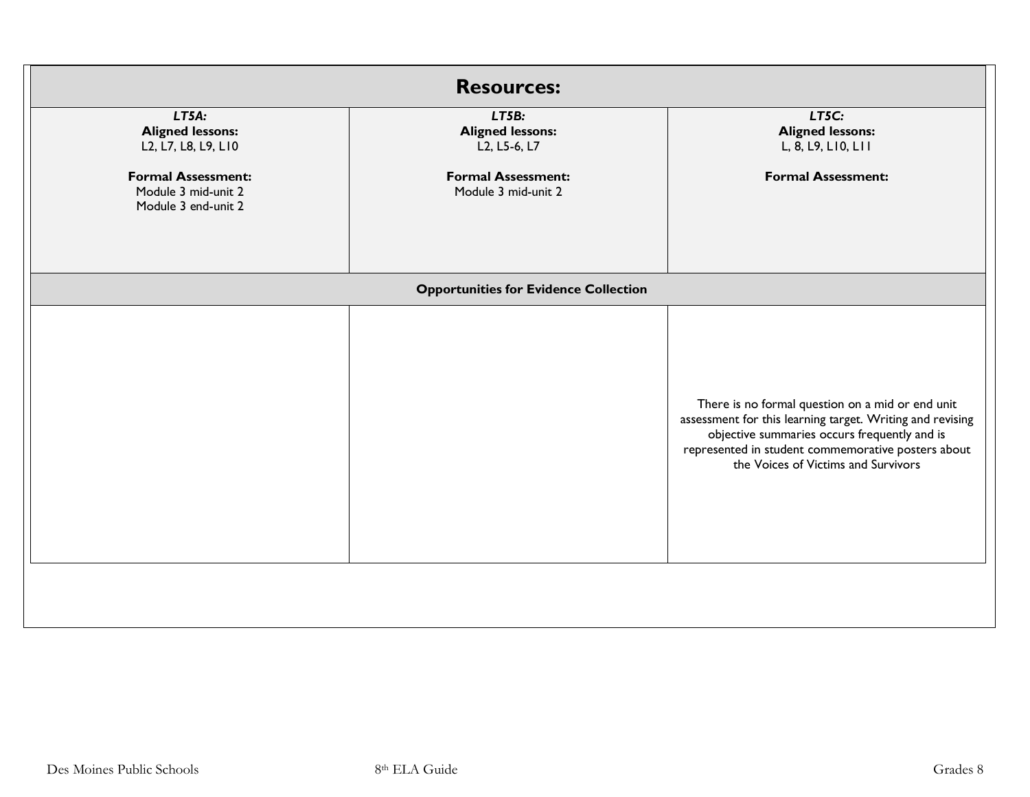| Resources: | | |
|---|---|---|
| ***LT5A:*** **Aligned lessons:** L2, L7, L8, L9, L10 **Formal Assessment:** Module 3 mid-unit 2 Module 3 end-unit 2 | ***LT5B:*** **Aligned lessons:** L2, L5-6, L7 **Formal Assessment:** Module 3 mid-unit 2 | ***LT5C:*** **Aligned lessons:** L, 8, L9, L10, L11 **Formal Assessment:** |
| **Opportunities for Evidence Collection** | | |
| | | There is no formal question on a mid or end unit assessment for this learning target. Writing and revising objective summaries occurs frequently and is represented in student commemorative posters about the Voices of Victims and Survivors |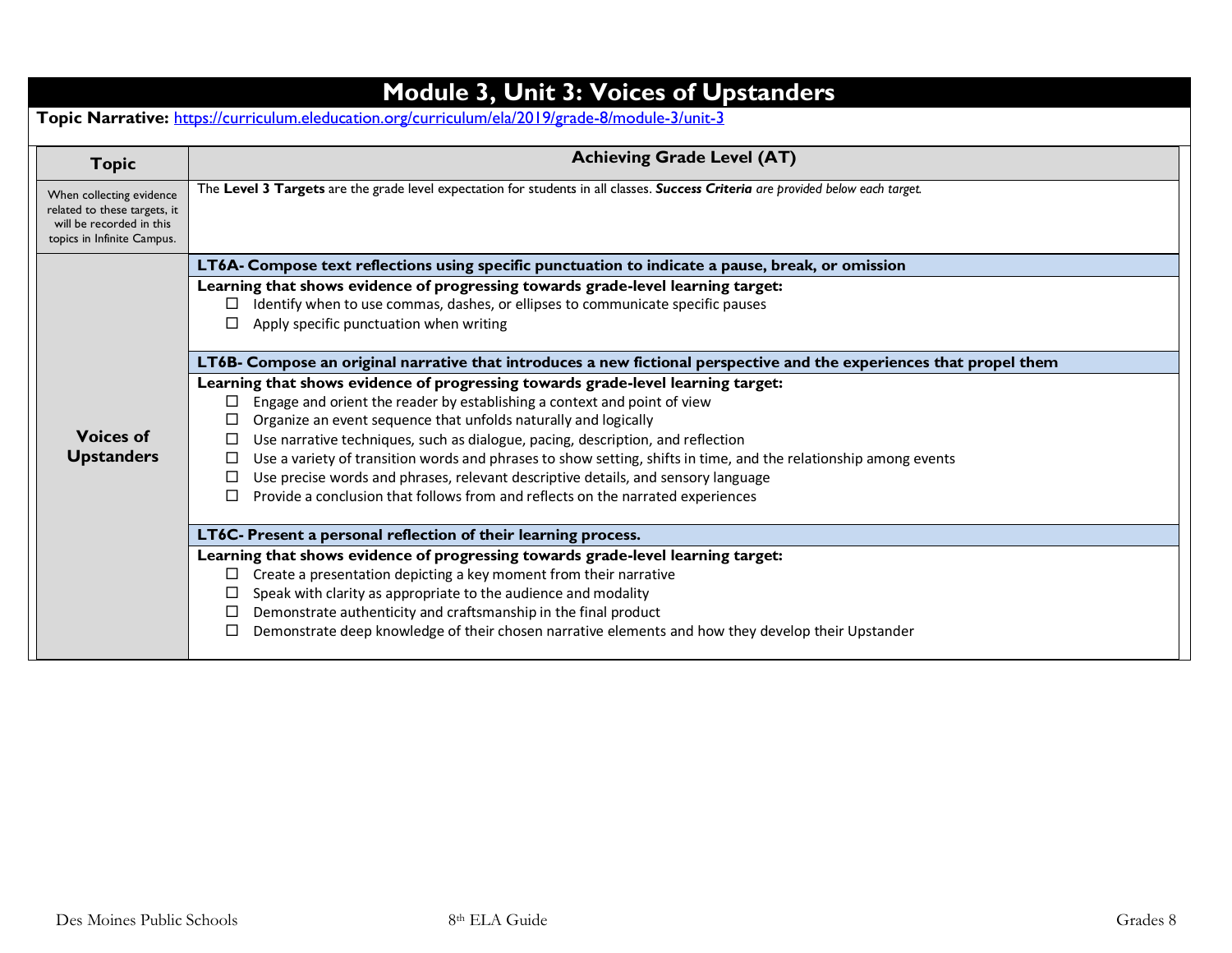# Module 3, Unit 3: Voices of Upstanders

**Topic Narrative:** https://curriculum.eleducation.org/curriculum/ela/2019/grade-8/module-3/unit-3

| Topic | Achieving Grade Level (AT) |
|---|---|
| When collecting evidence related to these targets, it will be recorded in this topics in Infinite Campus. | The **Level 3 Targets** are the grade level expectation for students in all classes. ***Success Criteria*** *are provided below each target.* |
| **Voices of Upstanders** | **LT6A- Compose text reflections using specific punctuation to indicate a pause, break, or omission** |
| | **Learning that shows evidence of progressing towards grade-level learning target:**<br>☐ Identify when to use commas, dashes, or ellipses to communicate specific pauses<br>☐ Apply specific punctuation when writing |
| | **LT6B- Compose an original narrative that introduces a new fictional perspective and the experiences that propel them** |
| | **Learning that shows evidence of progressing towards grade-level learning target:**<br>☐ Engage and orient the reader by establishing a context and point of view<br>☐ Organize an event sequence that unfolds naturally and logically<br>☐ Use narrative techniques, such as dialogue, pacing, description, and reflection<br>☐ Use a variety of transition words and phrases to show setting, shifts in time, and the relationship among events<br>☐ Use precise words and phrases, relevant descriptive details, and sensory language<br>☐ Provide a conclusion that follows from and reflects on the narrated experiences |
| | **LT6C- Present a personal reflection of their learning process.** |
| | **Learning that shows evidence of progressing towards grade-level learning target:**<br>☐ Create a presentation depicting a key moment from their narrative<br>☐ Speak with clarity as appropriate to the audience and modality<br>☐ Demonstrate authenticity and craftsmanship in the final product<br>☐ Demonstrate deep knowledge of their chosen narrative elements and how they develop their Upstander |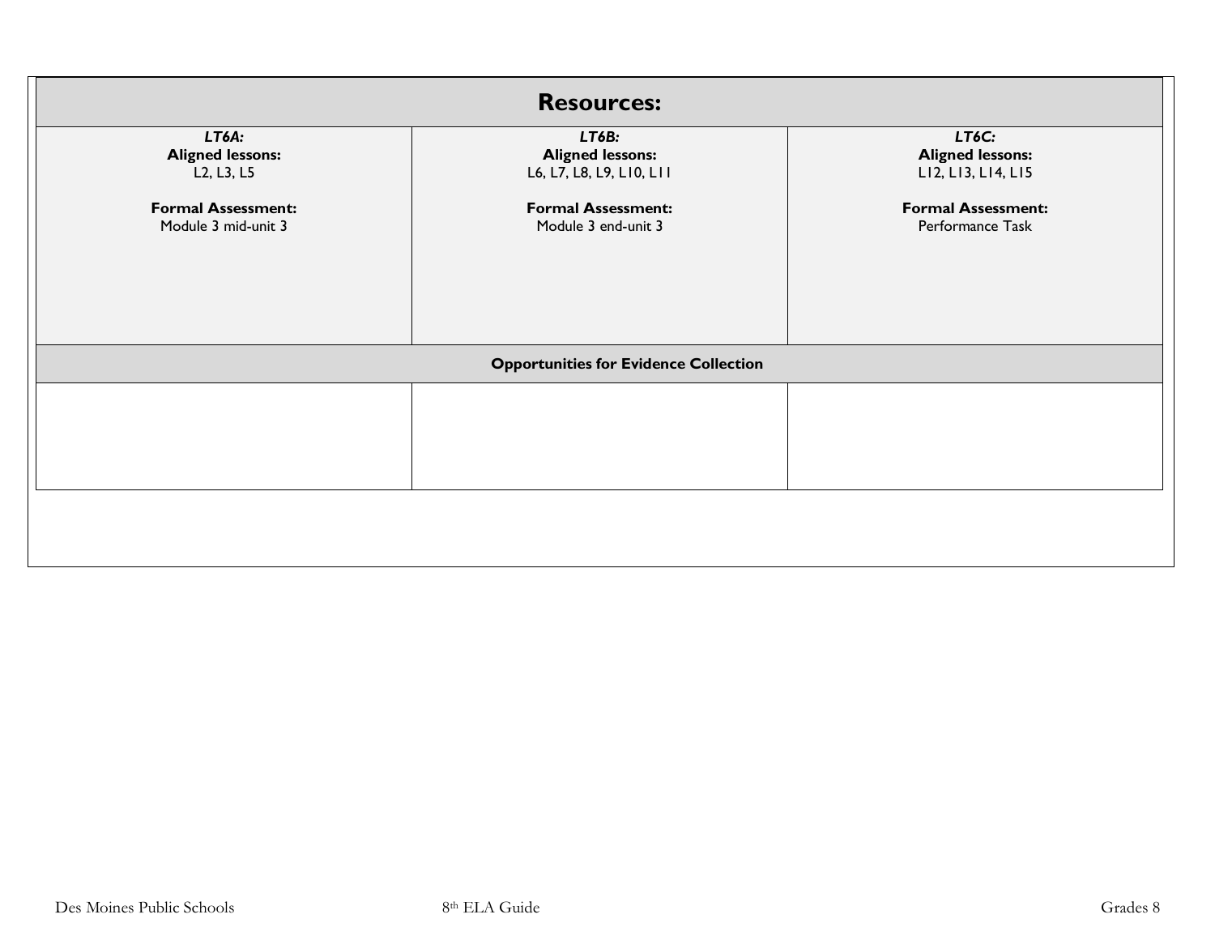| Resources: | | |
|---|---|---|
| ***LT6A:***<br>**Aligned lessons:**<br>L2, L3, L5<br><br>**Formal Assessment:**<br>Module 3 mid-unit 3 | ***LT6B:***<br>**Aligned lessons:**<br>L6, L7, L8, L9, L10, L11<br><br>**Formal Assessment:**<br>Module 3 end-unit 3 | ***LT6C:***<br>**Aligned lessons:**<br>L12, L13, L14, L15<br><br>**Formal Assessment:**<br>Performance Task |
| **Opportunities for Evidence Collection** | | |
| | | |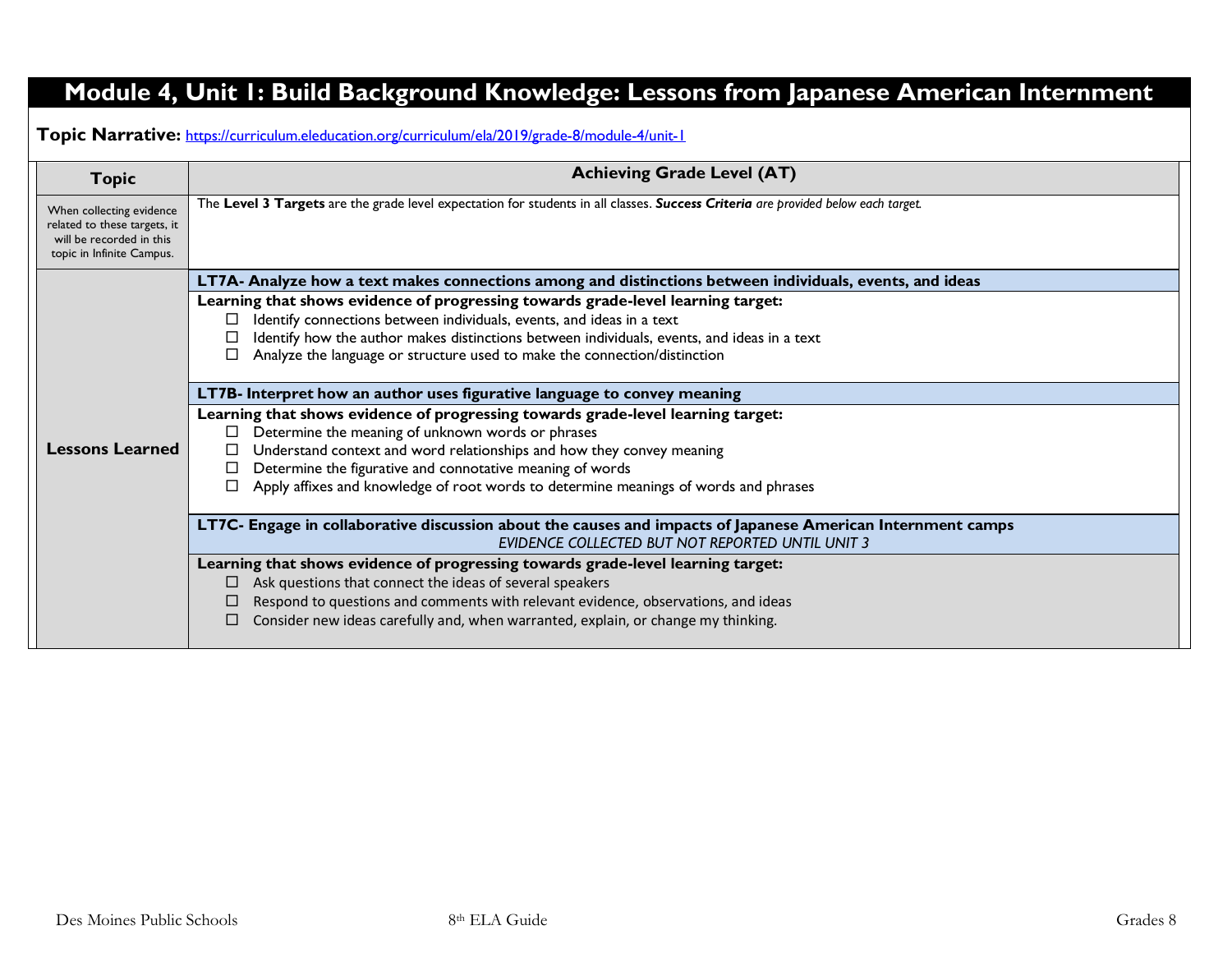# Module 4, Unit 1: Build Background Knowledge: Lessons from Japanese American Internment

**Topic Narrative:** https://curriculum.eleducation.org/curriculum/ela/2019/grade-8/module-4/unit-1

| Topic | Achieving Grade Level (AT) |
| --- | --- |
| When collecting evidence related to these targets, it will be recorded in this topic in Infinite Campus. | The **Level 3 Targets** are the grade level expectation for students in all classes. ***Success Criteria** are provided below each target.* |
| **Lessons Learned** | **LT7A- Analyze how a text makes connections among and distinctions between individuals, events, and ideas** |
| | **Learning that shows evidence of progressing towards grade-level learning target:**<br>☐ Identify connections between individuals, events, and ideas in a text<br>☐ Identify how the author makes distinctions between individuals, events, and ideas in a text<br>☐ Analyze the language or structure used to make the connection/distinction |
| | **LT7B- Interpret how an author uses figurative language to convey meaning** |
| | **Learning that shows evidence of progressing towards grade-level learning target:**<br>☐ Determine the meaning of unknown words or phrases<br>☐ Understand context and word relationships and how they convey meaning<br>☐ Determine the figurative and connotative meaning of words<br>☐ Apply affixes and knowledge of root words to determine meanings of words and phrases |
| | **LT7C- Engage in collaborative discussion about the causes and impacts of Japanese American Internment camps**<br>*EVIDENCE COLLECTED BUT NOT REPORTED UNTIL UNIT 3* |
| | **Learning that shows evidence of progressing towards grade-level learning target:**<br>☐ Ask questions that connect the ideas of several speakers<br>☐ Respond to questions and comments with relevant evidence, observations, and ideas<br>☐ Consider new ideas carefully and, when warranted, explain, or change my thinking. |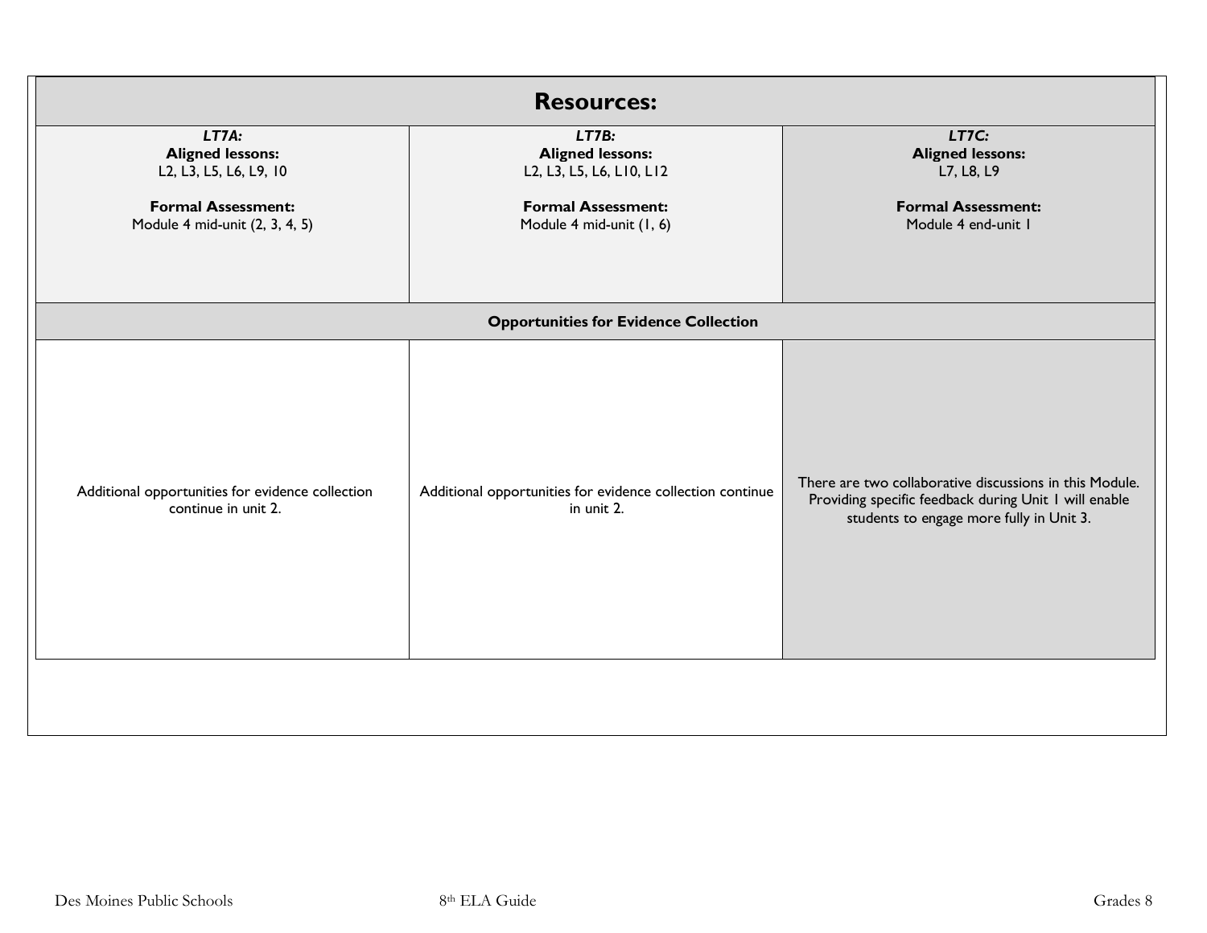## Resources:

| ***LT7A:*** **Aligned lessons:** L2, L3, L5, L6, L9, 10 **Formal Assessment:** Module 4 mid-unit (2, 3, 4, 5) | ***LT7B:*** **Aligned lessons:** L2, L3, L5, L6, L10, L12 **Formal Assessment:** Module 4 mid-unit (1, 6) | ***LT7C:*** **Aligned lessons:** L7, L8, L9 **Formal Assessment:** Module 4 end-unit 1 |
|---|---|---|
| **Opportunities for Evidence Collection** | | |
| Additional opportunities for evidence collection continue in unit 2. | Additional opportunities for evidence collection continue in unit 2. | There are two collaborative discussions in this Module. Providing specific feedback during Unit 1 will enable students to engage more fully in Unit 3. |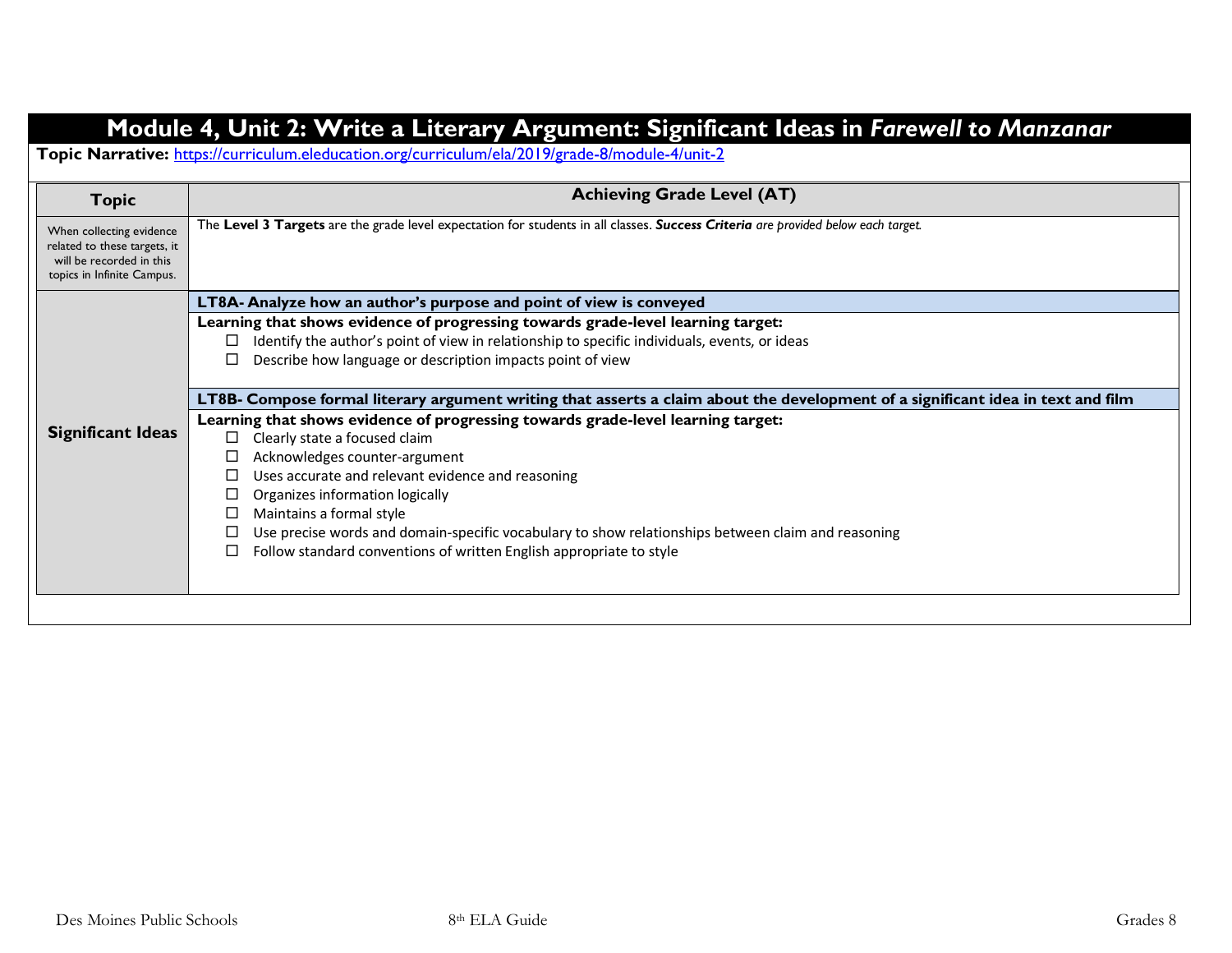# Module 4, Unit 2: Write a Literary Argument: Significant Ideas in *Farewell to Manzanar*

**Topic Narrative:** https://curriculum.eleducation.org/curriculum/ela/2019/grade-8/module-4/unit-2

| Topic | Achieving Grade Level (AT) |
|---|---|
| When collecting evidence related to these targets, it will be recorded in this topics in Infinite Campus. | The **Level 3 Targets** are the grade level expectation for students in all classes. ***Success Criteria*** *are provided below each target.* |
| **Significant Ideas** | **LT8A- Analyze how an author's purpose and point of view is conveyed**<br>**Learning that shows evidence of progressing towards grade-level learning target:**<br>☐ Identify the author's point of view in relationship to specific individuals, events, or ideas<br>☐ Describe how language or description impacts point of view<br><br>**LT8B- Compose formal literary argument writing that asserts a claim about the development of a significant idea in text and film**<br>**Learning that shows evidence of progressing towards grade-level learning target:**<br>☐ Clearly state a focused claim<br>☐ Acknowledges counter-argument<br>☐ Uses accurate and relevant evidence and reasoning<br>☐ Organizes information logically<br>☐ Maintains a formal style<br>☐ Use precise words and domain-specific vocabulary to show relationships between claim and reasoning<br>☐ Follow standard conventions of written English appropriate to style |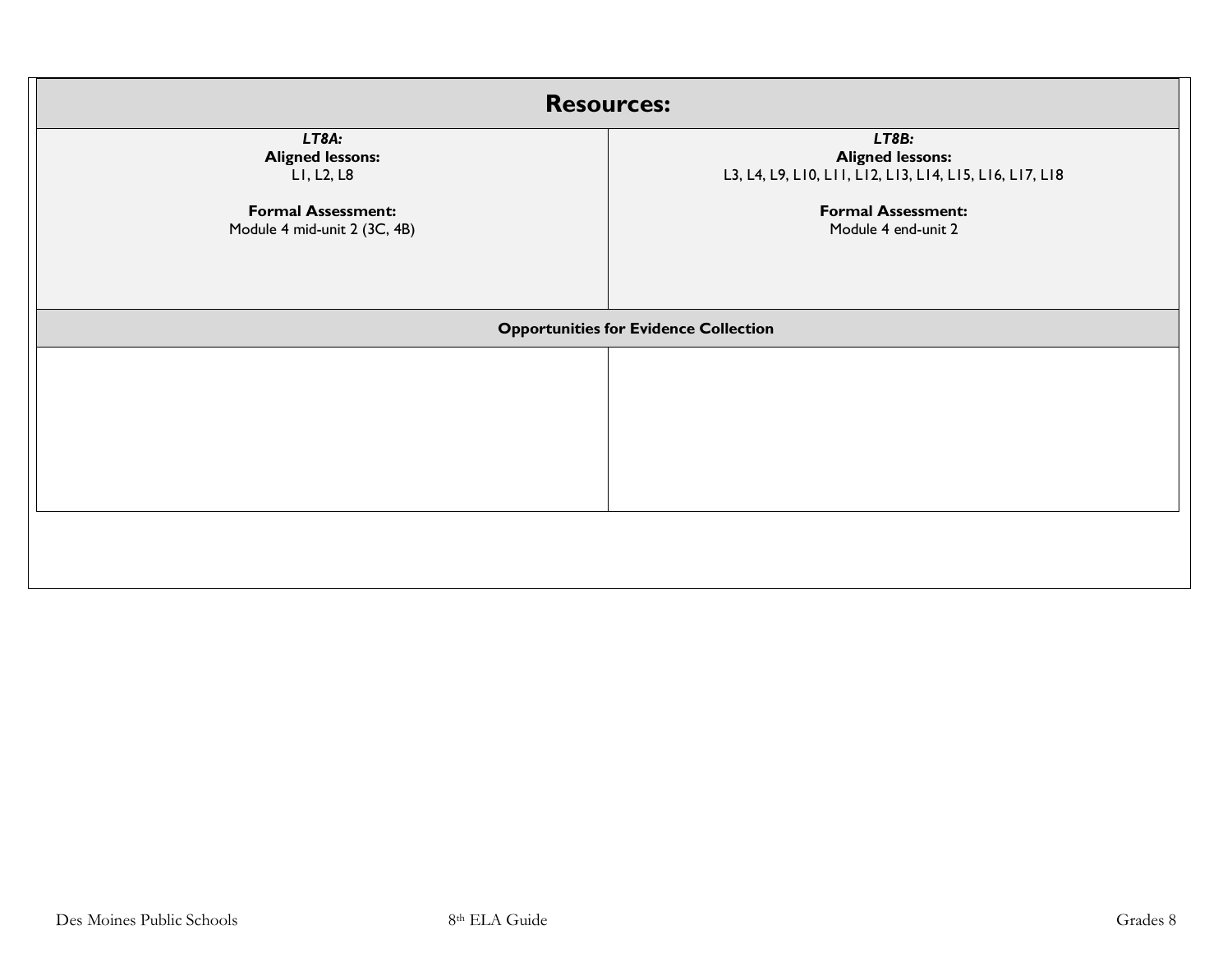| Resources: | |
|---|---|
| ***LT8A:***<br>**Aligned lessons:**<br>L1, L2, L8<br><br>**Formal Assessment:**<br>Module 4 mid-unit 2 (3C, 4B) | ***LT8B:***<br>**Aligned lessons:**<br>L3, L4, L9, L10, L11, L12, L13, L14, L15, L16, L17, L18<br><br>**Formal Assessment:**<br>Module 4 end-unit 2 |
| **Opportunities for Evidence Collection** | |
| | |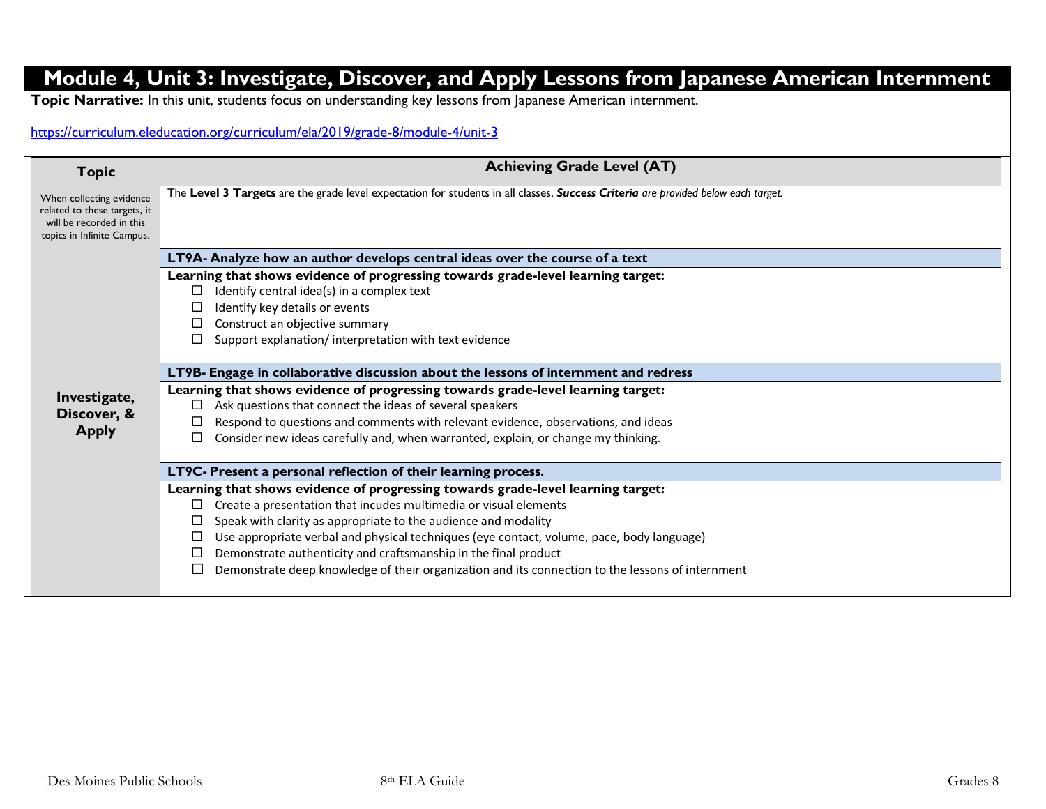# Module 4, Unit 3: Investigate, Discover, and Apply Lessons from Japanese American Internment

**Topic Narrative:** In this unit, students focus on understanding key lessons from Japanese American internment.

https://curriculum.eleducation.org/curriculum/ela/2019/grade-8/module-4/unit-3

| Topic | Achieving Grade Level (AT) |
|---|---|
| When collecting evidence related to these targets, it will be recorded in this topics in Infinite Campus. | The **Level 3 Targets** are the grade level expectation for students in all classes. ***Success Criteria*** *are provided below each target.* |
| **Investigate, Discover, & Apply** | **LT9A- Analyze how an author develops central ideas over the course of a text** |
| | **Learning that shows evidence of progressing towards grade-level learning target:**<br>☐ Identify central idea(s) in a complex text<br>☐ Identify key details or events<br>☐ Construct an objective summary<br>☐ Support explanation/ interpretation with text evidence |
| | **LT9B- Engage in collaborative discussion about the lessons of internment and redress** |
| | **Learning that shows evidence of progressing towards grade-level learning target:**<br>☐ Ask questions that connect the ideas of several speakers<br>☐ Respond to questions and comments with relevant evidence, observations, and ideas<br>☐ Consider new ideas carefully and, when warranted, explain, or change my thinking. |
| | **LT9C- Present a personal reflection of their learning process.** |
| | **Learning that shows evidence of progressing towards grade-level learning target:**<br>☐ Create a presentation that incudes multimedia or visual elements<br>☐ Speak with clarity as appropriate to the audience and modality<br>☐ Use appropriate verbal and physical techniques (eye contact, volume, pace, body language)<br>☐ Demonstrate authenticity and craftsmanship in the final product<br>☐ Demonstrate deep knowledge of their organization and its connection to the lessons of internment |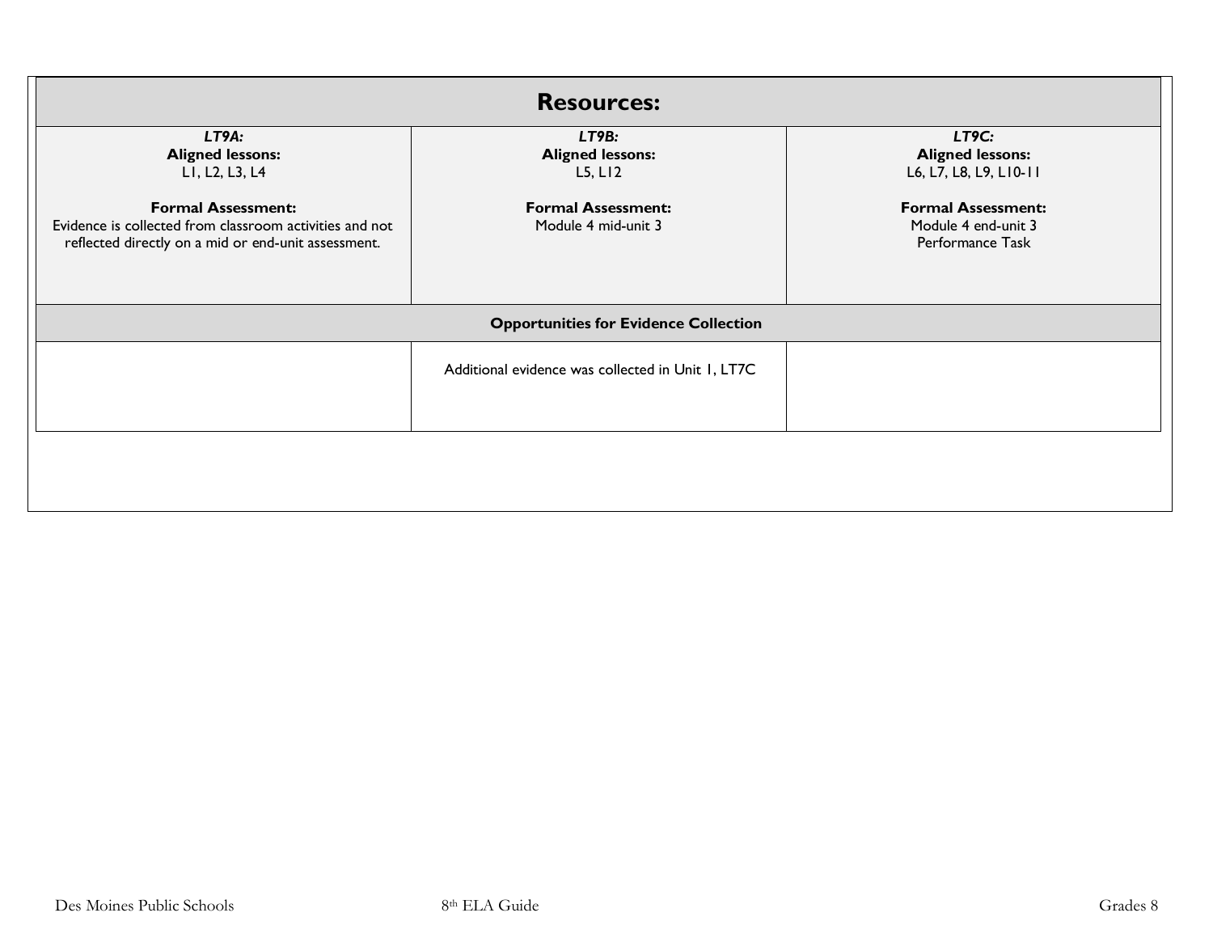| Resources: | | |
|---|---|---|
| ***LT9A:*** **Aligned lessons:** L1, L2, L3, L4 **Formal Assessment:** Evidence is collected from classroom activities and not reflected directly on a mid or end-unit assessment. | ***LT9B:*** **Aligned lessons:** L5, L12 **Formal Assessment:** Module 4 mid-unit 3 | ***LT9C:*** **Aligned lessons:** L6, L7, L8, L9, L10-11 **Formal Assessment:** Module 4 end-unit 3 Performance Task |
| **Opportunities for Evidence Collection** | | |
| | Additional evidence was collected in Unit 1, LT7C | |